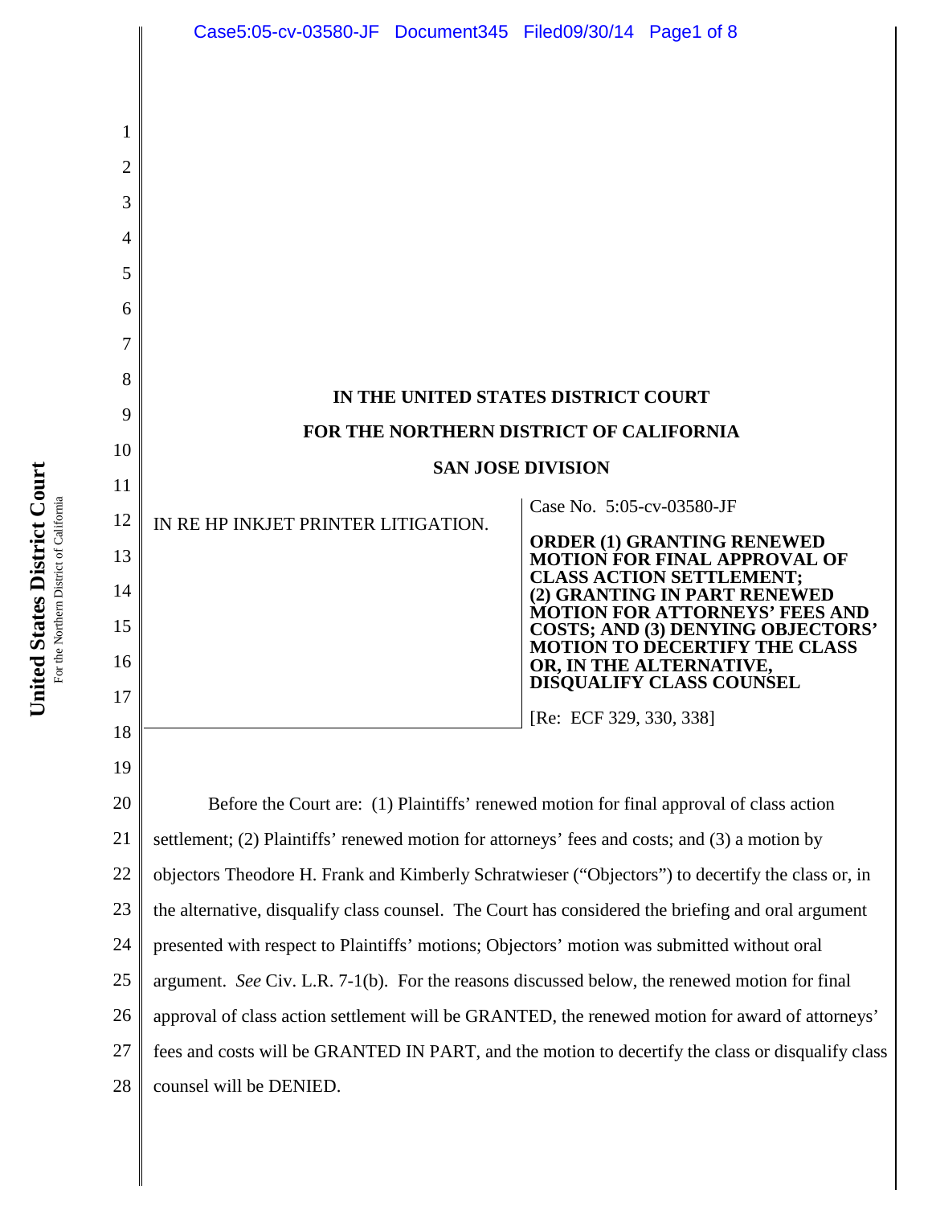# IN THE UNITED STATES DISTRICT COURT

# FOR THE NORTHERN DISTRICT OF CALIFORNIA

# SAN JOSE DIVISION

| IN RE HP INKJET PRINTER LITIGATION. | Case No. 5:05-cv-03580-JF<br><br>**ORDER (1) GRANTING RENEWED MOTION FOR FINAL APPROVAL OF CLASS ACTION SETTLEMENT; (2) GRANTING IN PART RENEWED MOTION FOR ATTORNEYS' FEES AND COSTS; AND (3) DENYING OBJECTORS' MOTION TO DECERTIFY THE CLASS OR, IN THE ALTERNATIVE, DISQUALIFY CLASS COUNSEL**<br><br>[Re: ECF 329, 330, 338] |
| --- | --- |

Before the Court are: (1) Plaintiffs' renewed motion for final approval of class action settlement; (2) Plaintiffs' renewed motion for attorneys' fees and costs; and (3) a motion by objectors Theodore H. Frank and Kimberly Schratwieser ("Objectors") to decertify the class or, in the alternative, disqualify class counsel. The Court has considered the briefing and oral argument presented with respect to Plaintiffs' motions; Objectors' motion was submitted without oral argument. *See* Civ. L.R. 7-1(b). For the reasons discussed below, the renewed motion for final approval of class action settlement will be GRANTED, the renewed motion for award of attorneys' fees and costs will be GRANTED IN PART, and the motion to decertify the class or disqualify class counsel will be DENIED.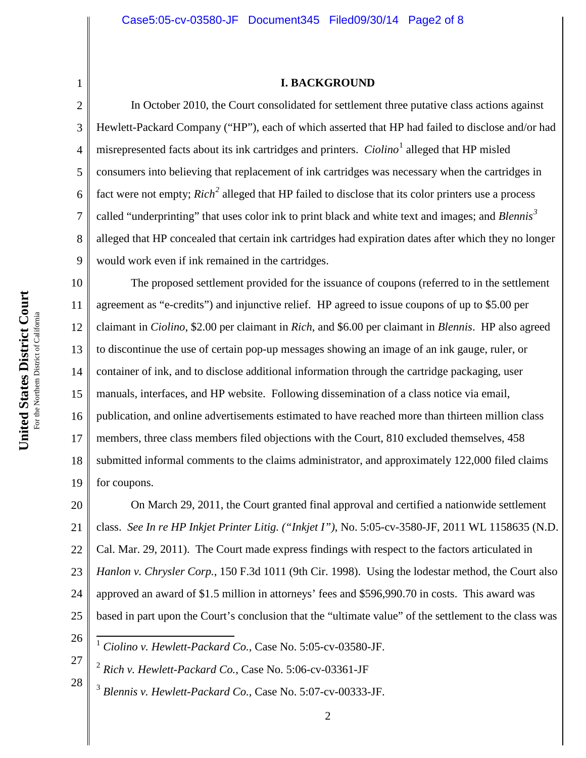## I. BACKGROUND

In October 2010, the Court consolidated for settlement three putative class actions against Hewlett-Packard Company ("HP"), each of which asserted that HP had failed to disclose and/or had misrepresented facts about its ink cartridges and printers. *Ciolino*[1] alleged that HP misled consumers into believing that replacement of ink cartridges was necessary when the cartridges in fact were not empty; *Rich*[2] alleged that HP failed to disclose that its color printers use a process called "underprinting" that uses color ink to print black and white text and images; and *Blennis*[3] alleged that HP concealed that certain ink cartridges had expiration dates after which they no longer would work even if ink remained in the cartridges.

The proposed settlement provided for the issuance of coupons (referred to in the settlement agreement as "e-credits") and injunctive relief. HP agreed to issue coupons of up to $5.00 per claimant in *Ciolino*, $2.00 per claimant in *Rich*, and $6.00 per claimant in *Blennis*. HP also agreed to discontinue the use of certain pop-up messages showing an image of an ink gauge, ruler, or container of ink, and to disclose additional information through the cartridge packaging, user manuals, interfaces, and HP website. Following dissemination of a class notice via email, publication, and online advertisements estimated to have reached more than thirteen million class members, three class members filed objections with the Court, 810 excluded themselves, 458 submitted informal comments to the claims administrator, and approximately 122,000 filed claims for coupons.

On March 29, 2011, the Court granted final approval and certified a nationwide settlement class. *See In re HP Inkjet Printer Litig. ("Inkjet I")*, No. 5:05-cv-3580-JF, 2011 WL 1158635 (N.D. Cal. Mar. 29, 2011). The Court made express findings with respect to the factors articulated in *Hanlon v. Chrysler Corp.*, 150 F.3d 1011 (9th Cir. 1998). Using the lodestar method, the Court also approved an award of $1.5 million in attorneys' fees and $596,990.70 in costs. This award was based in part upon the Court's conclusion that the "ultimate value" of the settlement to the class was

---

[1] *Ciolino v. Hewlett-Packard Co.*, Case No. 5:05-cv-03580-JF.

[2] *Rich v. Hewlett-Packard Co.*, Case No. 5:06-cv-03361-JF

[3] *Blennis v. Hewlett-Packard Co.*, Case No. 5:07-cv-00333-JF.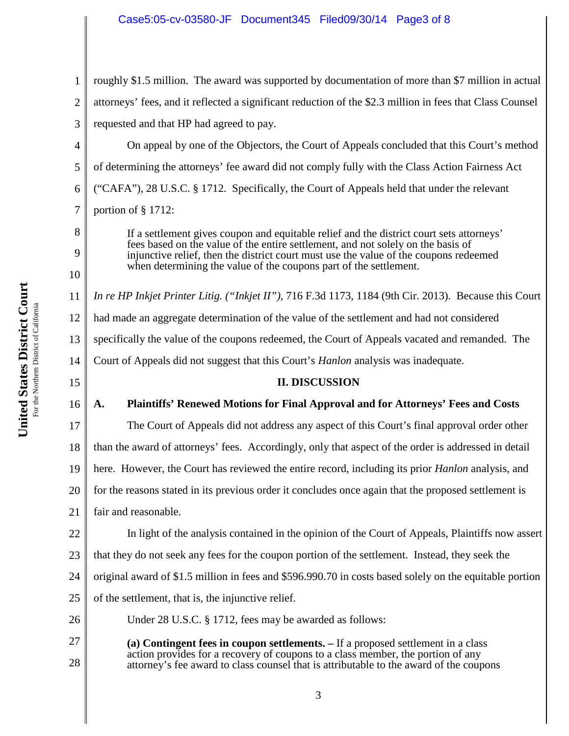roughly $1.5 million. The award was supported by documentation of more than $7 million in actual attorneys' fees, and it reflected a significant reduction of the $2.3 million in fees that Class Counsel requested and that HP had agreed to pay.

On appeal by one of the Objectors, the Court of Appeals concluded that this Court's method of determining the attorneys' fee award did not comply fully with the Class Action Fairness Act ("CAFA"), 28 U.S.C. § 1712. Specifically, the Court of Appeals held that under the relevant portion of § 1712:

> If a settlement gives coupon and equitable relief and the district court sets attorneys' fees based on the value of the entire settlement, and not solely on the basis of injunctive relief, then the district court must use the value of the coupons redeemed when determining the value of the coupons part of the settlement.

*In re HP Inkjet Printer Litig. ("Inkjet II")*, 716 F.3d 1173, 1184 (9th Cir. 2013). Because this Court had made an aggregate determination of the value of the settlement and had not considered specifically the value of the coupons redeemed, the Court of Appeals vacated and remanded. The Court of Appeals did not suggest that this Court's *Hanlon* analysis was inadequate.

## II. DISCUSSION

### A. Plaintiffs' Renewed Motions for Final Approval and for Attorneys' Fees and Costs

The Court of Appeals did not address any aspect of this Court's final approval order other than the award of attorneys' fees. Accordingly, only that aspect of the order is addressed in detail here. However, the Court has reviewed the entire record, including its prior *Hanlon* analysis, and for the reasons stated in its previous order it concludes once again that the proposed settlement is fair and reasonable.

In light of the analysis contained in the opinion of the Court of Appeals, Plaintiffs now assert that they do not seek any fees for the coupon portion of the settlement. Instead, they seek the original award of $1.5 million in fees and $596.990.70 in costs based solely on the equitable portion of the settlement, that is, the injunctive relief.

Under 28 U.S.C. § 1712, fees may be awarded as follows:

> **(a) Contingent fees in coupon settlements. –** If a proposed settlement in a class action provides for a recovery of coupons to a class member, the portion of any attorney's fee award to class counsel that is attributable to the award of the coupons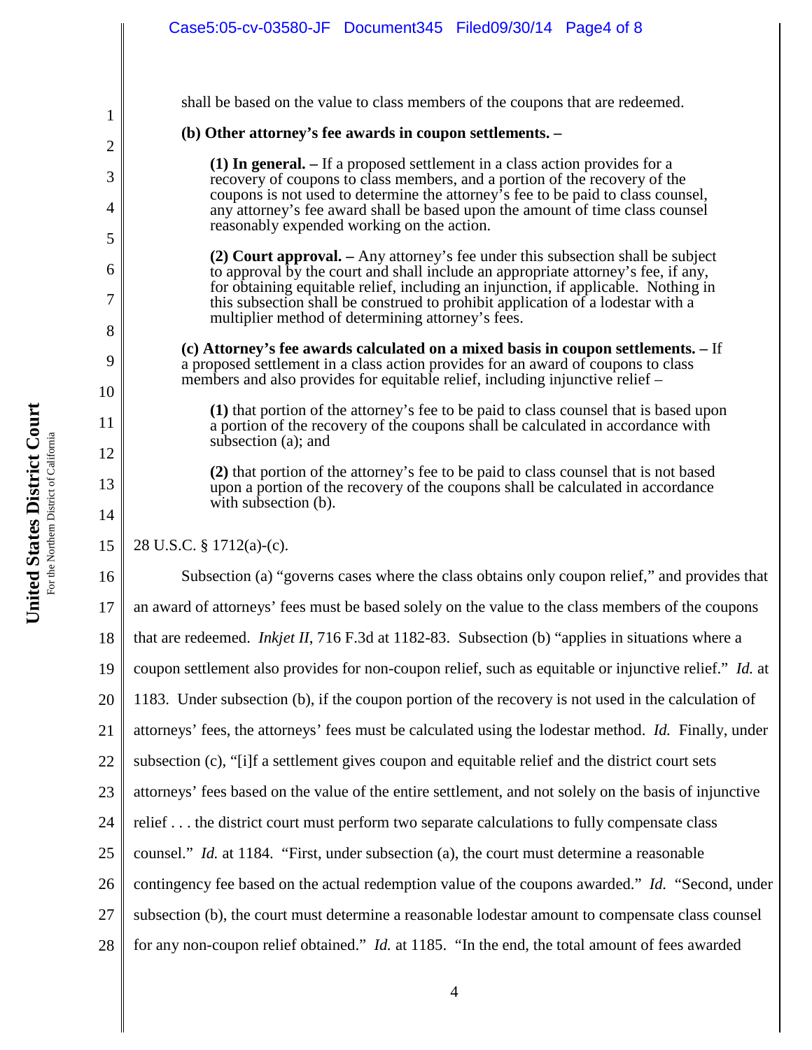shall be based on the value to class members of the coupons that are redeemed.

> **(b) Other attorney's fee awards in coupon settlements. –**
>
> > **(1) In general. –** If a proposed settlement in a class action provides for a recovery of coupons to class members, and a portion of the recovery of the coupons is not used to determine the attorney's fee to be paid to class counsel, any attorney's fee award shall be based upon the amount of time class counsel reasonably expended working on the action.
> >
> > **(2) Court approval. –** Any attorney's fee under this subsection shall be subject to approval by the court and shall include an appropriate attorney's fee, if any, for obtaining equitable relief, including an injunction, if applicable. Nothing in this subsection shall be construed to prohibit application of a lodestar with a multiplier method of determining attorney's fees.
>
> **(c) Attorney's fee awards calculated on a mixed basis in coupon settlements. –** If a proposed settlement in a class action provides for an award of coupons to class members and also provides for equitable relief, including injunctive relief –
>
> > **(1)** that portion of the attorney's fee to be paid to class counsel that is based upon a portion of the recovery of the coupons shall be calculated in accordance with subsection (a); and
> >
> > **(2)** that portion of the attorney's fee to be paid to class counsel that is not based upon a portion of the recovery of the coupons shall be calculated in accordance with subsection (b).

28 U.S.C. § 1712(a)-(c).

Subsection (a) "governs cases where the class obtains only coupon relief," and provides that an award of attorneys' fees must be based solely on the value to the class members of the coupons that are redeemed. *Inkjet II*, 716 F.3d at 1182-83. Subsection (b) "applies in situations where a coupon settlement also provides for non-coupon relief, such as equitable or injunctive relief." *Id.* at 1183. Under subsection (b), if the coupon portion of the recovery is not used in the calculation of attorneys' fees, the attorneys' fees must be calculated using the lodestar method. *Id.* Finally, under subsection (c), "[i]f a settlement gives coupon and equitable relief and the district court sets attorneys' fees based on the value of the entire settlement, and not solely on the basis of injunctive relief . . . the district court must perform two separate calculations to fully compensate class counsel." *Id.* at 1184. "First, under subsection (a), the court must determine a reasonable contingency fee based on the actual redemption value of the coupons awarded." *Id.* "Second, under subsection (b), the court must determine a reasonable lodestar amount to compensate class counsel for any non-coupon relief obtained." *Id.* at 1185. "In the end, the total amount of fees awarded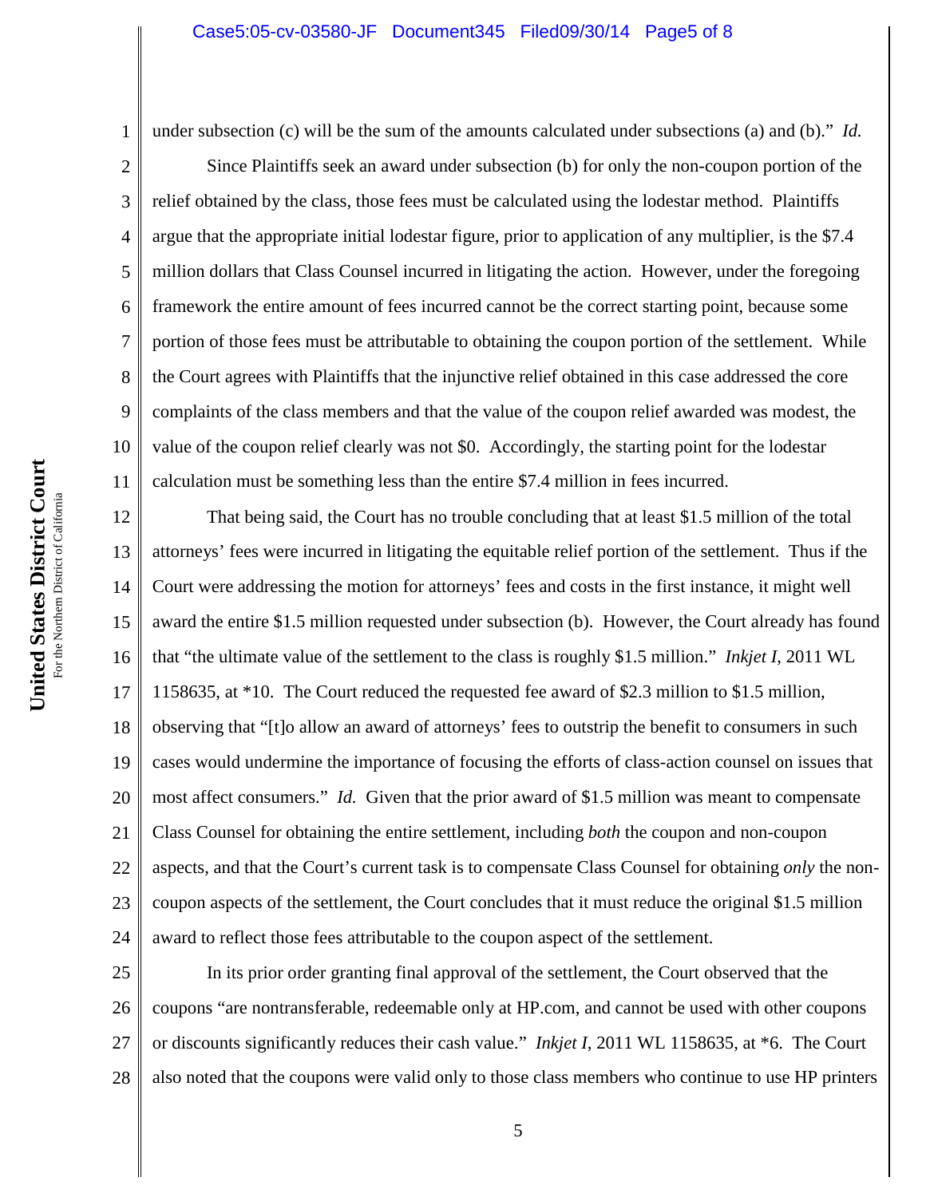under subsection (c) will be the sum of the amounts calculated under subsections (a) and (b)." *Id.*

Since Plaintiffs seek an award under subsection (b) for only the non-coupon portion of the relief obtained by the class, those fees must be calculated using the lodestar method. Plaintiffs argue that the appropriate initial lodestar figure, prior to application of any multiplier, is the $7.4 million dollars that Class Counsel incurred in litigating the action. However, under the foregoing framework the entire amount of fees incurred cannot be the correct starting point, because some portion of those fees must be attributable to obtaining the coupon portion of the settlement. While the Court agrees with Plaintiffs that the injunctive relief obtained in this case addressed the core complaints of the class members and that the value of the coupon relief awarded was modest, the value of the coupon relief clearly was not $0. Accordingly, the starting point for the lodestar calculation must be something less than the entire $7.4 million in fees incurred.

That being said, the Court has no trouble concluding that at least $1.5 million of the total attorneys' fees were incurred in litigating the equitable relief portion of the settlement. Thus if the Court were addressing the motion for attorneys' fees and costs in the first instance, it might well award the entire $1.5 million requested under subsection (b). However, the Court already has found that "the ultimate value of the settlement to the class is roughly $1.5 million." *Inkjet I*, 2011 WL 1158635, at *10. The Court reduced the requested fee award of $2.3 million to $1.5 million, observing that "[t]o allow an award of attorneys' fees to outstrip the benefit to consumers in such cases would undermine the importance of focusing the efforts of class-action counsel on issues that most affect consumers." *Id.* Given that the prior award of $1.5 million was meant to compensate Class Counsel for obtaining the entire settlement, including *both* the coupon and non-coupon aspects, and that the Court's current task is to compensate Class Counsel for obtaining *only* the non-coupon aspects of the settlement, the Court concludes that it must reduce the original $1.5 million award to reflect those fees attributable to the coupon aspect of the settlement.

In its prior order granting final approval of the settlement, the Court observed that the coupons "are nontransferable, redeemable only at HP.com, and cannot be used with other coupons or discounts significantly reduces their cash value." *Inkjet I*, 2011 WL 1158635, at *6. The Court also noted that the coupons were valid only to those class members who continue to use HP printers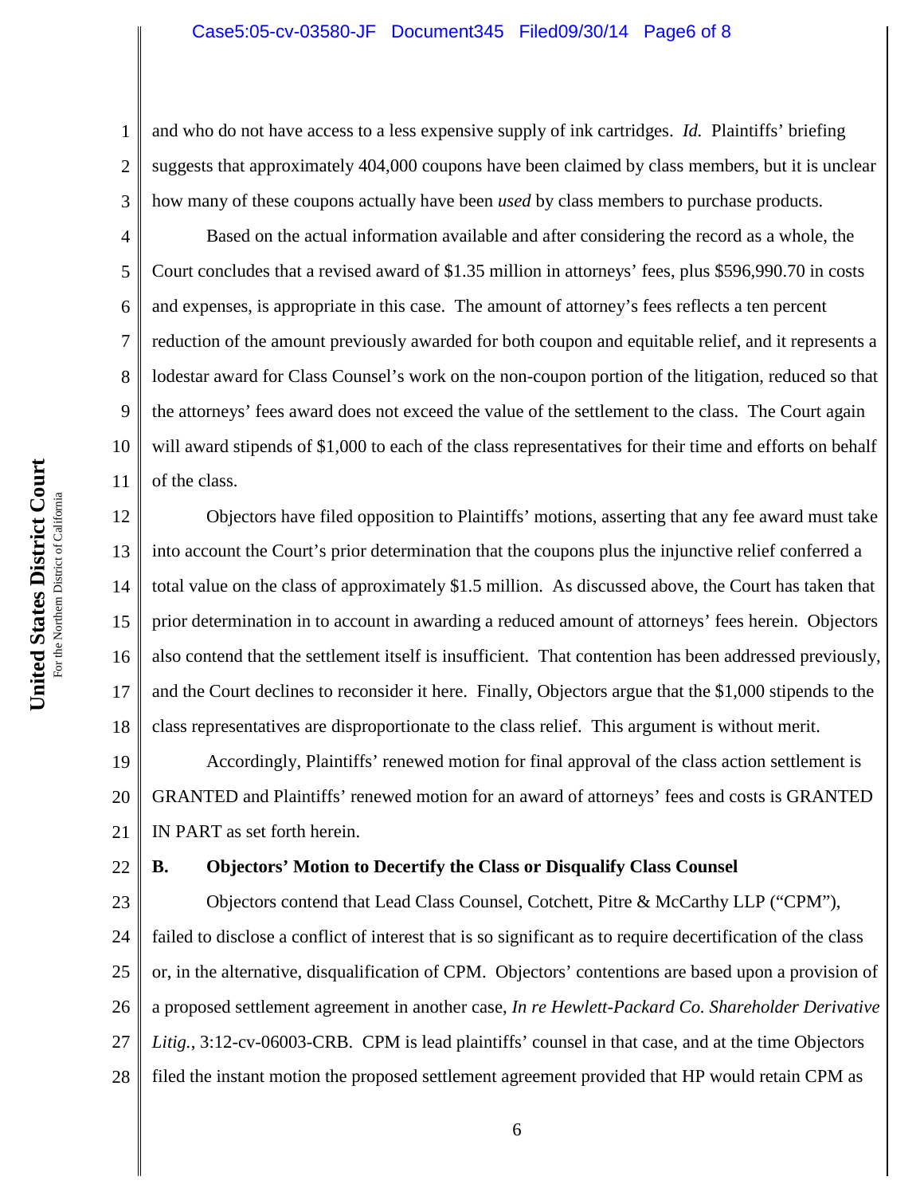and who do not have access to a less expensive supply of ink cartridges. *Id.* Plaintiffs' briefing suggests that approximately 404,000 coupons have been claimed by class members, but it is unclear how many of these coupons actually have been *used* by class members to purchase products.

Based on the actual information available and after considering the record as a whole, the Court concludes that a revised award of $1.35 million in attorneys' fees, plus $596,990.70 in costs and expenses, is appropriate in this case. The amount of attorney's fees reflects a ten percent reduction of the amount previously awarded for both coupon and equitable relief, and it represents a lodestar award for Class Counsel's work on the non-coupon portion of the litigation, reduced so that the attorneys' fees award does not exceed the value of the settlement to the class. The Court again will award stipends of $1,000 to each of the class representatives for their time and efforts on behalf of the class.

Objectors have filed opposition to Plaintiffs' motions, asserting that any fee award must take into account the Court's prior determination that the coupons plus the injunctive relief conferred a total value on the class of approximately $1.5 million. As discussed above, the Court has taken that prior determination in to account in awarding a reduced amount of attorneys' fees herein. Objectors also contend that the settlement itself is insufficient. That contention has been addressed previously, and the Court declines to reconsider it here. Finally, Objectors argue that the $1,000 stipends to the class representatives are disproportionate to the class relief. This argument is without merit.

Accordingly, Plaintiffs' renewed motion for final approval of the class action settlement is GRANTED and Plaintiffs' renewed motion for an award of attorneys' fees and costs is GRANTED IN PART as set forth herein.

**B. Objectors' Motion to Decertify the Class or Disqualify Class Counsel**

Objectors contend that Lead Class Counsel, Cotchett, Pitre & McCarthy LLP ("CPM"), failed to disclose a conflict of interest that is so significant as to require decertification of the class or, in the alternative, disqualification of CPM. Objectors' contentions are based upon a provision of a proposed settlement agreement in another case, *In re Hewlett-Packard Co. Shareholder Derivative Litig.*, 3:12-cv-06003-CRB. CPM is lead plaintiffs' counsel in that case, and at the time Objectors filed the instant motion the proposed settlement agreement provided that HP would retain CPM as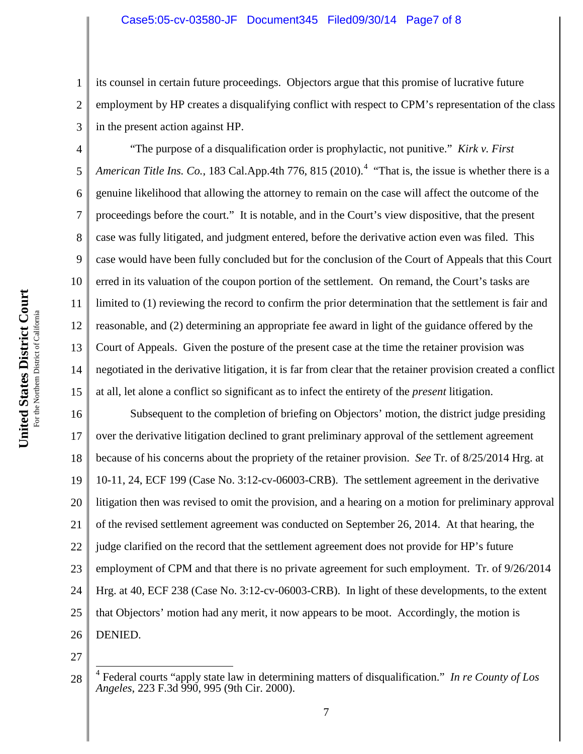its counsel in certain future proceedings. Objectors argue that this promise of lucrative future employment by HP creates a disqualifying conflict with respect to CPM's representation of the class in the present action against HP.

"The purpose of a disqualification order is prophylactic, not punitive." *Kirk v. First American Title Ins. Co.*, 183 Cal.App.4th 776, 815 (2010).[4] "That is, the issue is whether there is a genuine likelihood that allowing the attorney to remain on the case will affect the outcome of the proceedings before the court." It is notable, and in the Court's view dispositive, that the present case was fully litigated, and judgment entered, before the derivative action even was filed. This case would have been fully concluded but for the conclusion of the Court of Appeals that this Court erred in its valuation of the coupon portion of the settlement. On remand, the Court's tasks are limited to (1) reviewing the record to confirm the prior determination that the settlement is fair and reasonable, and (2) determining an appropriate fee award in light of the guidance offered by the Court of Appeals. Given the posture of the present case at the time the retainer provision was negotiated in the derivative litigation, it is far from clear that the retainer provision created a conflict at all, let alone a conflict so significant as to infect the entirety of the *present* litigation.

Subsequent to the completion of briefing on Objectors' motion, the district judge presiding over the derivative litigation declined to grant preliminary approval of the settlement agreement because of his concerns about the propriety of the retainer provision. *See* Tr. of 8/25/2014 Hrg. at 10-11, 24, ECF 199 (Case No. 3:12-cv-06003-CRB). The settlement agreement in the derivative litigation then was revised to omit the provision, and a hearing on a motion for preliminary approval of the revised settlement agreement was conducted on September 26, 2014. At that hearing, the judge clarified on the record that the settlement agreement does not provide for HP's future employment of CPM and that there is no private agreement for such employment. Tr. of 9/26/2014 Hrg. at 40, ECF 238 (Case No. 3:12-cv-06003-CRB). In light of these developments, to the extent that Objectors' motion had any merit, it now appears to be moot. Accordingly, the motion is DENIED.

---

[4] Federal courts "apply state law in determining matters of disqualification." *In re County of Los Angeles*, 223 F.3d 990, 995 (9th Cir. 2000).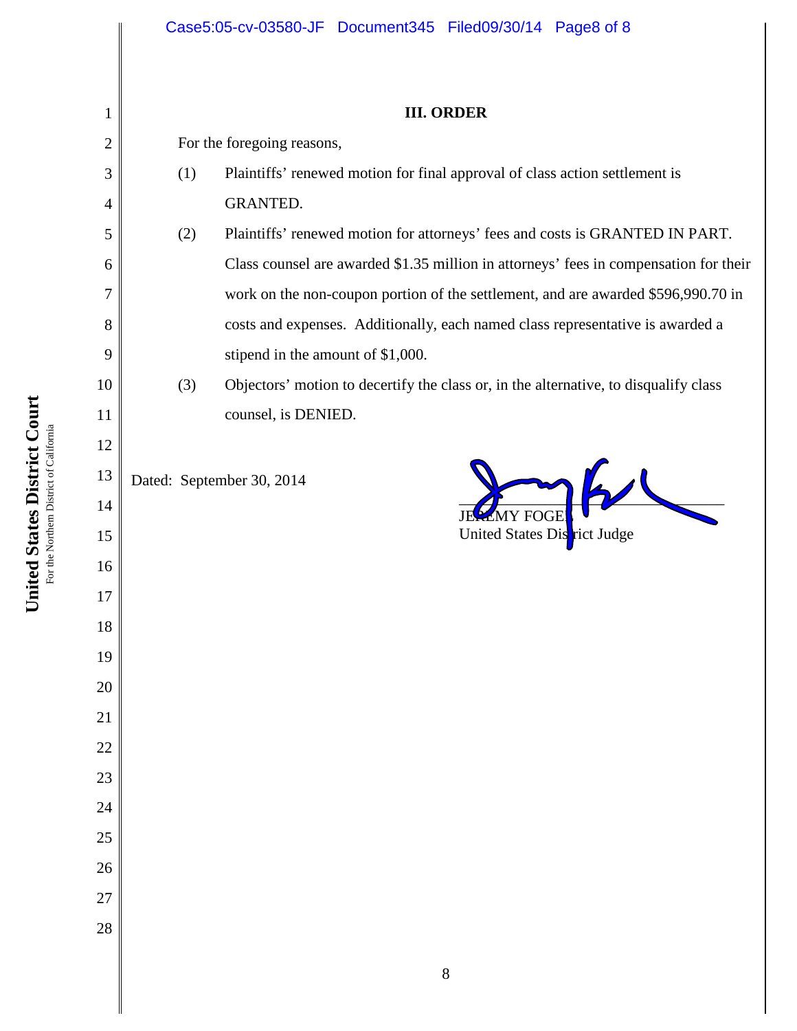## III. ORDER

For the foregoing reasons,

(1) Plaintiffs' renewed motion for final approval of class action settlement is GRANTED.

(2) Plaintiffs' renewed motion for attorneys' fees and costs is GRANTED IN PART. Class counsel are awarded $1.35 million in attorneys' fees in compensation for their work on the non-coupon portion of the settlement, and are awarded $596,990.70 in costs and expenses. Additionally, each named class representative is awarded a stipend in the amount of $1,000.

(3) Objectors' motion to decertify the class or, in the alternative, to disqualify class counsel, is DENIED.

Dated: September 30, 2014

JEREMY FOGEL
United States District Judge